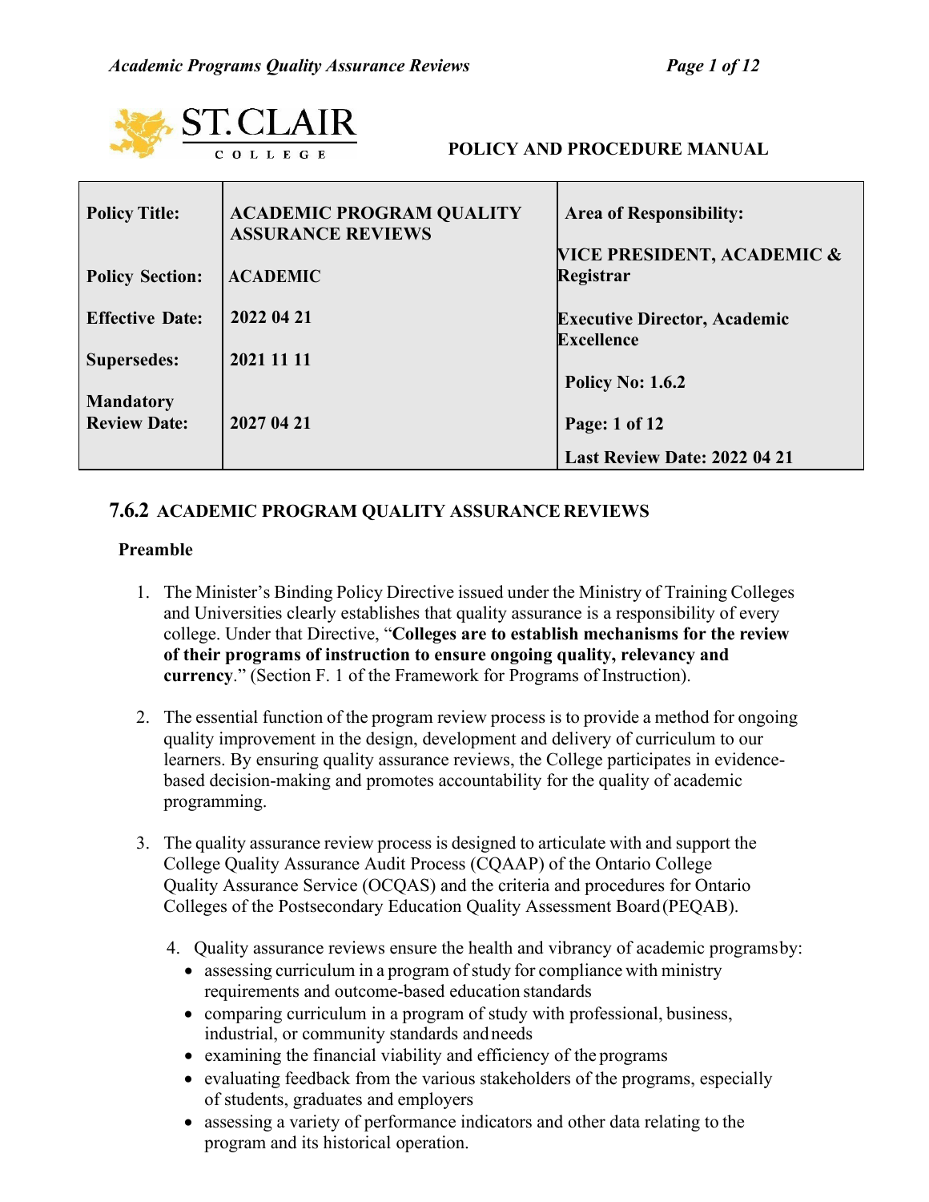POLICY AND PROCEDURE MANUAL

| Policy Title: | ACADEMIC PROGRAM QUALITY ASSURANCE REVIEWS | Area of Responsibility: VICE PRESIDENT, ACADEMIC & Registrar |
|---|---|---|
| Policy Section: | ACADEMIC | Executive Director, Academic Excellence |
| Effective Date: | 2022 04 21 | |
| Supersedes: | 2021 11 11 | Policy No: 1.6.2 |
| Mandatory Review Date: | 2027 04 21 | Page: 1 of 12 |
| | | Last Review Date: 2022 04 21 |

## 7.6.2 ACADEMIC PROGRAM QUALITY ASSURANCE REVIEWS

### Preamble

1. The Minister's Binding Policy Directive issued under the Ministry of Training Colleges and Universities clearly establishes that quality assurance is a responsibility of every college. Under that Directive, "**Colleges are to establish mechanisms for the review of their programs of instruction to ensure ongoing quality, relevancy and currency**." (Section F. 1 of the Framework for Programs of Instruction).

2. The essential function of the program review process is to provide a method for ongoing quality improvement in the design, development and delivery of curriculum to our learners. By ensuring quality assurance reviews, the College participates in evidence-based decision-making and promotes accountability for the quality of academic programming.

3. The quality assurance review process is designed to articulate with and support the College Quality Assurance Audit Process (CQAAP) of the Ontario College Quality Assurance Service (OCQAS) and the criteria and procedures for Ontario Colleges of the Postsecondary Education Quality Assessment Board (PEQAB).

4. Quality assurance reviews ensure the health and vibrancy of academic programs by:
   - assessing curriculum in a program of study for compliance with ministry requirements and outcome-based education standards
   - comparing curriculum in a program of study with professional, business, industrial, or community standards and needs
   - examining the financial viability and efficiency of the programs
   - evaluating feedback from the various stakeholders of the programs, especially of students, graduates and employers
   - assessing a variety of performance indicators and other data relating to the program and its historical operation.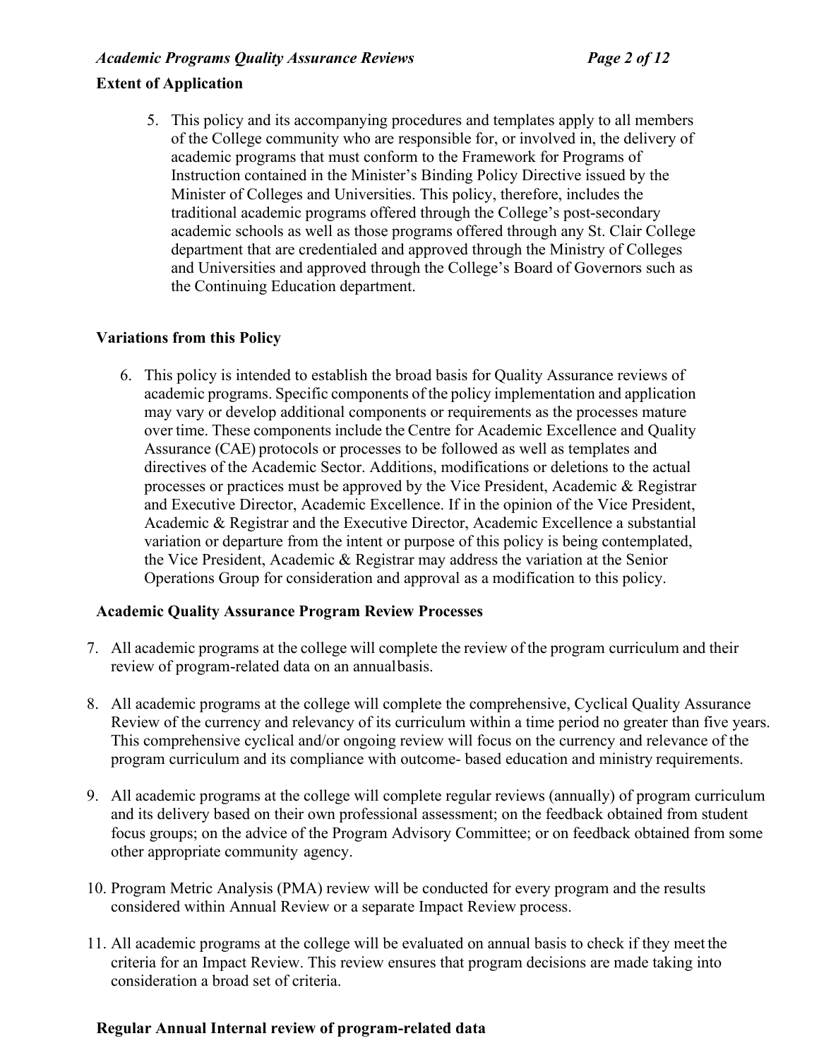## Extent of Application

5. This policy and its accompanying procedures and templates apply to all members of the College community who are responsible for, or involved in, the delivery of academic programs that must conform to the Framework for Programs of Instruction contained in the Minister's Binding Policy Directive issued by the Minister of Colleges and Universities. This policy, therefore, includes the traditional academic programs offered through the College's post-secondary academic schools as well as those programs offered through any St. Clair College department that are credentialed and approved through the Ministry of Colleges and Universities and approved through the College's Board of Governors such as the Continuing Education department.

## Variations from this Policy

6. This policy is intended to establish the broad basis for Quality Assurance reviews of academic programs. Specific components of the policy implementation and application may vary or develop additional components or requirements as the processes mature over time. These components include the Centre for Academic Excellence and Quality Assurance (CAE) protocols or processes to be followed as well as templates and directives of the Academic Sector. Additions, modifications or deletions to the actual processes or practices must be approved by the Vice President, Academic & Registrar and Executive Director, Academic Excellence. If in the opinion of the Vice President, Academic & Registrar and the Executive Director, Academic Excellence a substantial variation or departure from the intent or purpose of this policy is being contemplated, the Vice President, Academic & Registrar may address the variation at the Senior Operations Group for consideration and approval as a modification to this policy.

## Academic Quality Assurance Program Review Processes

7. All academic programs at the college will complete the review of the program curriculum and their review of program-related data on an annual basis.

8. All academic programs at the college will complete the comprehensive, Cyclical Quality Assurance Review of the currency and relevancy of its curriculum within a time period no greater than five years. This comprehensive cyclical and/or ongoing review will focus on the currency and relevance of the program curriculum and its compliance with outcome- based education and ministry requirements.

9. All academic programs at the college will complete regular reviews (annually) of program curriculum and its delivery based on their own professional assessment; on the feedback obtained from student focus groups; on the advice of the Program Advisory Committee; or on feedback obtained from some other appropriate community agency.

10. Program Metric Analysis (PMA) review will be conducted for every program and the results considered within Annual Review or a separate Impact Review process.

11. All academic programs at the college will be evaluated on annual basis to check if they meet the criteria for an Impact Review. This review ensures that program decisions are made taking into consideration a broad set of criteria.

## Regular Annual Internal review of program-related data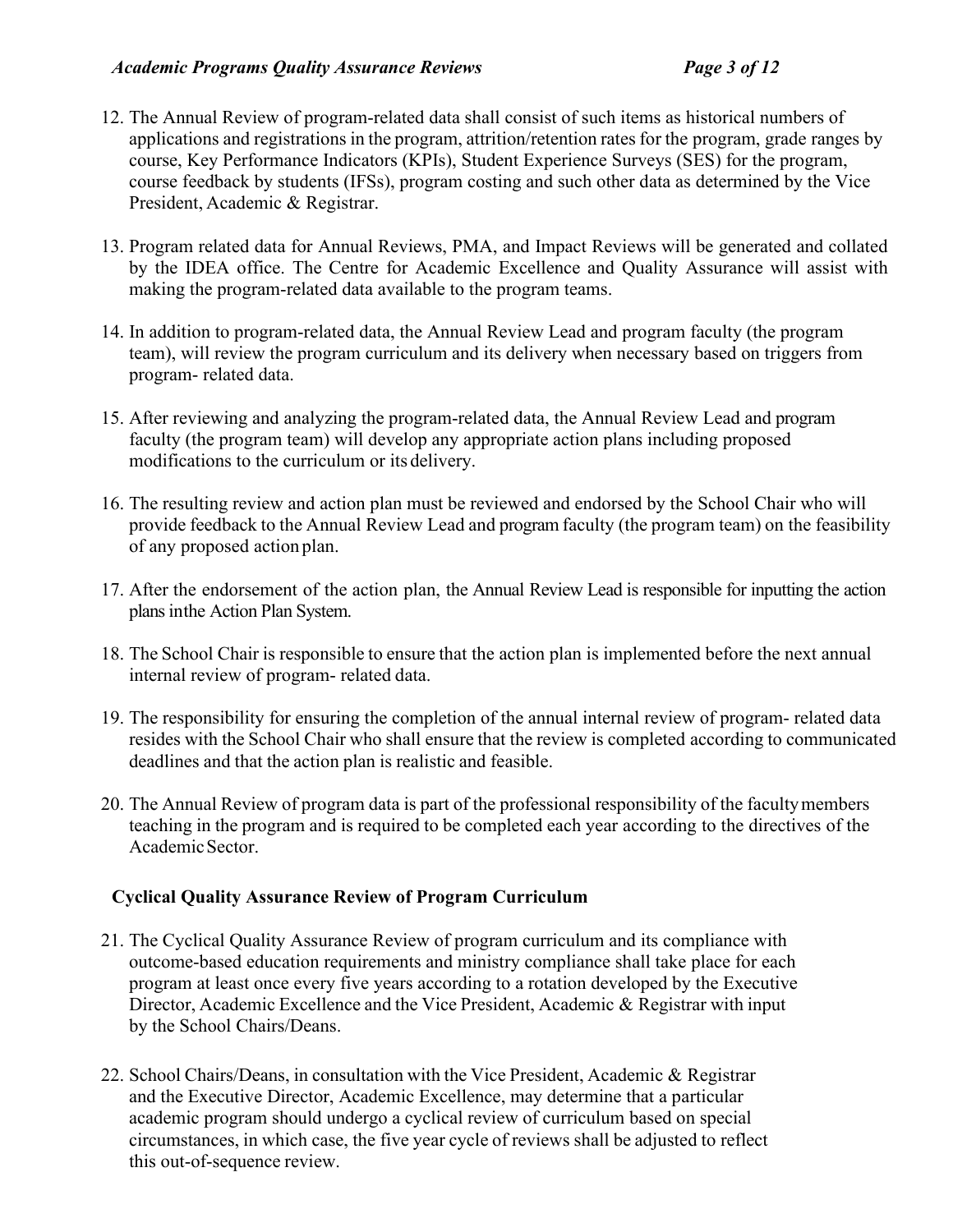12. The Annual Review of program-related data shall consist of such items as historical numbers of applications and registrations in the program, attrition/retention rates for the program, grade ranges by course, Key Performance Indicators (KPIs), Student Experience Surveys (SES) for the program, course feedback by students (IFSs), program costing and such other data as determined by the Vice President, Academic & Registrar.

13. Program related data for Annual Reviews, PMA, and Impact Reviews will be generated and collated by the IDEA office. The Centre for Academic Excellence and Quality Assurance will assist with making the program-related data available to the program teams.

14. In addition to program-related data, the Annual Review Lead and program faculty (the program team), will review the program curriculum and its delivery when necessary based on triggers from program- related data.

15. After reviewing and analyzing the program-related data, the Annual Review Lead and program faculty (the program team) will develop any appropriate action plans including proposed modifications to the curriculum or its delivery.

16. The resulting review and action plan must be reviewed and endorsed by the School Chair who will provide feedback to the Annual Review Lead and program faculty (the program team) on the feasibility of any proposed action plan.

17. After the endorsement of the action plan, the Annual Review Lead is responsible for inputting the action plans inthe Action Plan System.

18. The School Chair is responsible to ensure that the action plan is implemented before the next annual internal review of program- related data.

19. The responsibility for ensuring the completion of the annual internal review of program- related data resides with the School Chair who shall ensure that the review is completed according to communicated deadlines and that the action plan is realistic and feasible.

20. The Annual Review of program data is part of the professional responsibility of the faculty members teaching in the program and is required to be completed each year according to the directives of the Academic Sector.

**Cyclical Quality Assurance Review of Program Curriculum**

21. The Cyclical Quality Assurance Review of program curriculum and its compliance with outcome-based education requirements and ministry compliance shall take place for each program at least once every five years according to a rotation developed by the Executive Director, Academic Excellence and the Vice President, Academic & Registrar with input by the School Chairs/Deans.

22. School Chairs/Deans, in consultation with the Vice President, Academic & Registrar and the Executive Director, Academic Excellence, may determine that a particular academic program should undergo a cyclical review of curriculum based on special circumstances, in which case, the five year cycle of reviews shall be adjusted to reflect this out-of-sequence review.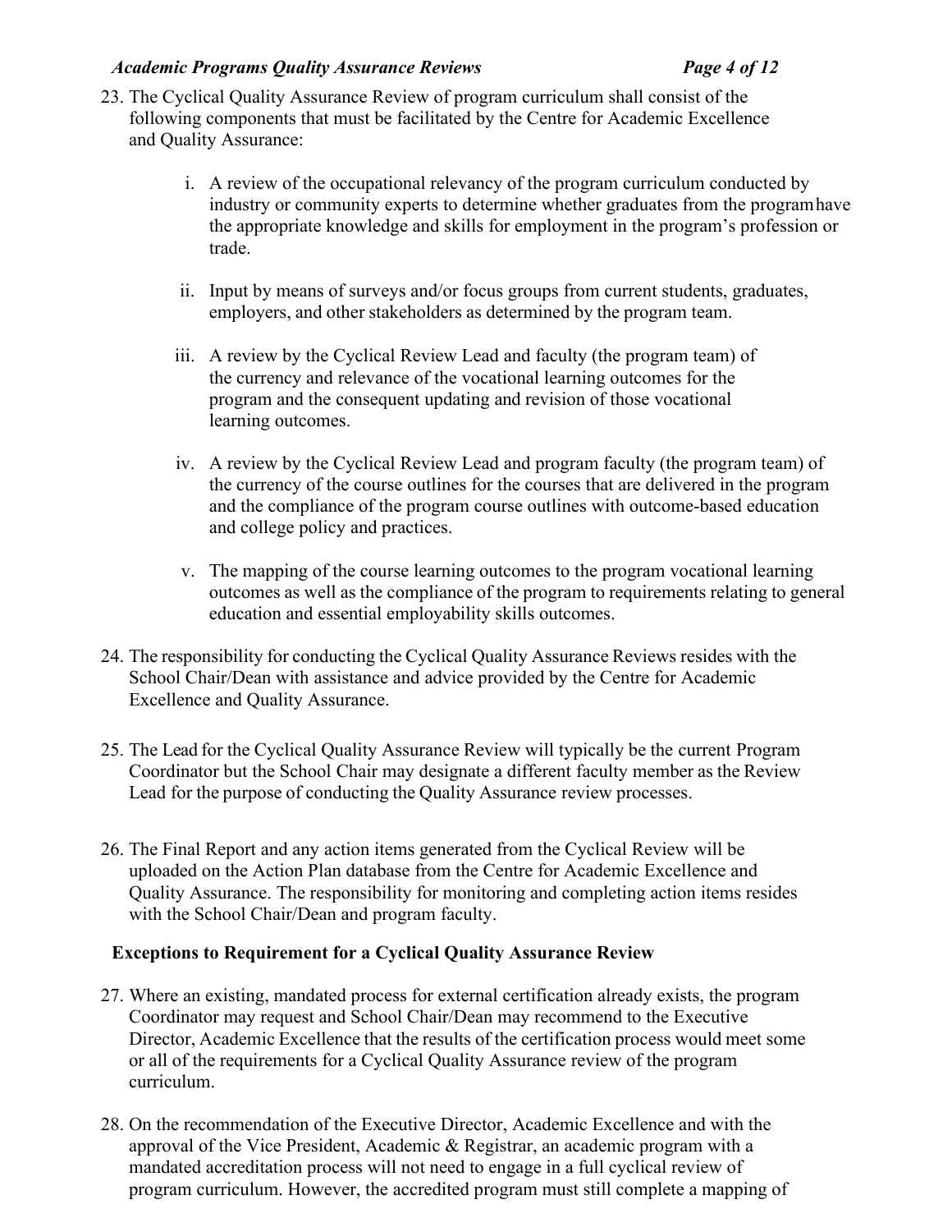23. The Cyclical Quality Assurance Review of program curriculum shall consist of the following components that must be facilitated by the Centre for Academic Excellence and Quality Assurance:

    i. A review of the occupational relevancy of the program curriculum conducted by industry or community experts to determine whether graduates from the program have the appropriate knowledge and skills for employment in the program's profession or trade.

    ii. Input by means of surveys and/or focus groups from current students, graduates, employers, and other stakeholders as determined by the program team.

    iii. A review by the Cyclical Review Lead and faculty (the program team) of the currency and relevance of the vocational learning outcomes for the program and the consequent updating and revision of those vocational learning outcomes.

    iv. A review by the Cyclical Review Lead and program faculty (the program team) of the currency of the course outlines for the courses that are delivered in the program and the compliance of the program course outlines with outcome-based education and college policy and practices.

    v. The mapping of the course learning outcomes to the program vocational learning outcomes as well as the compliance of the program to requirements relating to general education and essential employability skills outcomes.

24. The responsibility for conducting the Cyclical Quality Assurance Reviews resides with the School Chair/Dean with assistance and advice provided by the Centre for Academic Excellence and Quality Assurance.

25. The Lead for the Cyclical Quality Assurance Review will typically be the current Program Coordinator but the School Chair may designate a different faculty member as the Review Lead for the purpose of conducting the Quality Assurance review processes.

26. The Final Report and any action items generated from the Cyclical Review will be uploaded on the Action Plan database from the Centre for Academic Excellence and Quality Assurance. The responsibility for monitoring and completing action items resides with the School Chair/Dean and program faculty.

**Exceptions to Requirement for a Cyclical Quality Assurance Review**

27. Where an existing, mandated process for external certification already exists, the program Coordinator may request and School Chair/Dean may recommend to the Executive Director, Academic Excellence that the results of the certification process would meet some or all of the requirements for a Cyclical Quality Assurance review of the program curriculum.

28. On the recommendation of the Executive Director, Academic Excellence and with the approval of the Vice President, Academic & Registrar, an academic program with a mandated accreditation process will not need to engage in a full cyclical review of program curriculum. However, the accredited program must still complete a mapping of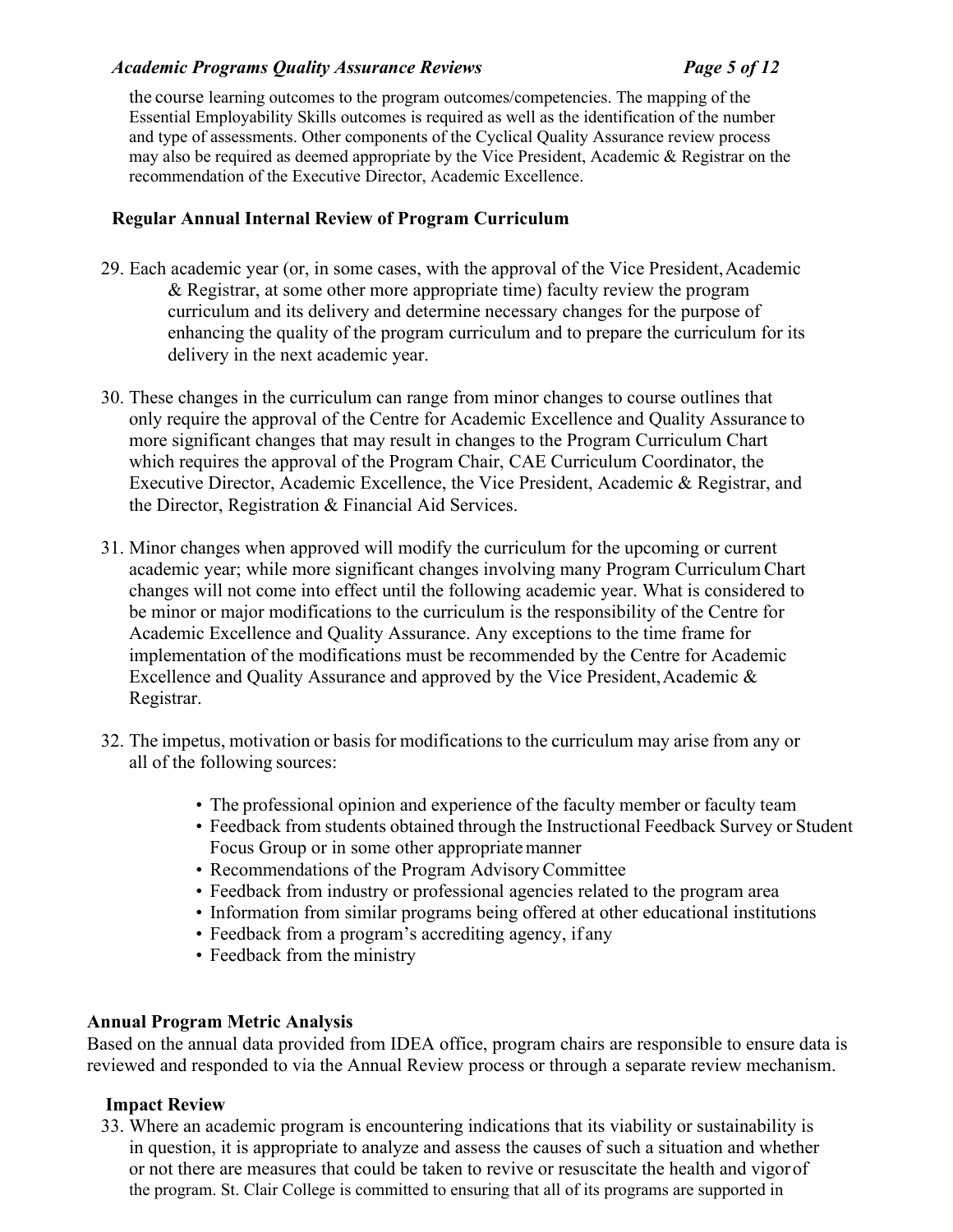the course learning outcomes to the program outcomes/competencies. The mapping of the Essential Employability Skills outcomes is required as well as the identification of the number and type of assessments. Other components of the Cyclical Quality Assurance review process may also be required as deemed appropriate by the Vice President, Academic & Registrar on the recommendation of the Executive Director, Academic Excellence.

### Regular Annual Internal Review of Program Curriculum

29. Each academic year (or, in some cases, with the approval of the Vice President, Academic & Registrar, at some other more appropriate time) faculty review the program curriculum and its delivery and determine necessary changes for the purpose of enhancing the quality of the program curriculum and to prepare the curriculum for its delivery in the next academic year.

30. These changes in the curriculum can range from minor changes to course outlines that only require the approval of the Centre for Academic Excellence and Quality Assurance to more significant changes that may result in changes to the Program Curriculum Chart which requires the approval of the Program Chair, CAE Curriculum Coordinator, the Executive Director, Academic Excellence, the Vice President, Academic & Registrar, and the Director, Registration & Financial Aid Services.

31. Minor changes when approved will modify the curriculum for the upcoming or current academic year; while more significant changes involving many Program Curriculum Chart changes will not come into effect until the following academic year. What is considered to be minor or major modifications to the curriculum is the responsibility of the Centre for Academic Excellence and Quality Assurance. Any exceptions to the time frame for implementation of the modifications must be recommended by the Centre for Academic Excellence and Quality Assurance and approved by the Vice President, Academic & Registrar.

32. The impetus, motivation or basis for modifications to the curriculum may arise from any or all of the following sources:

    - The professional opinion and experience of the faculty member or faculty team
    - Feedback from students obtained through the Instructional Feedback Survey or Student Focus Group or in some other appropriate manner
    - Recommendations of the Program Advisory Committee
    - Feedback from industry or professional agencies related to the program area
    - Information from similar programs being offered at other educational institutions
    - Feedback from a program's accrediting agency, if any
    - Feedback from the ministry

### Annual Program Metric Analysis

Based on the annual data provided from IDEA office, program chairs are responsible to ensure data is reviewed and responded to via the Annual Review process or through a separate review mechanism.

### Impact Review

33. Where an academic program is encountering indications that its viability or sustainability is in question, it is appropriate to analyze and assess the causes of such a situation and whether or not there are measures that could be taken to revive or resuscitate the health and vigor of the program. St. Clair College is committed to ensuring that all of its programs are supported in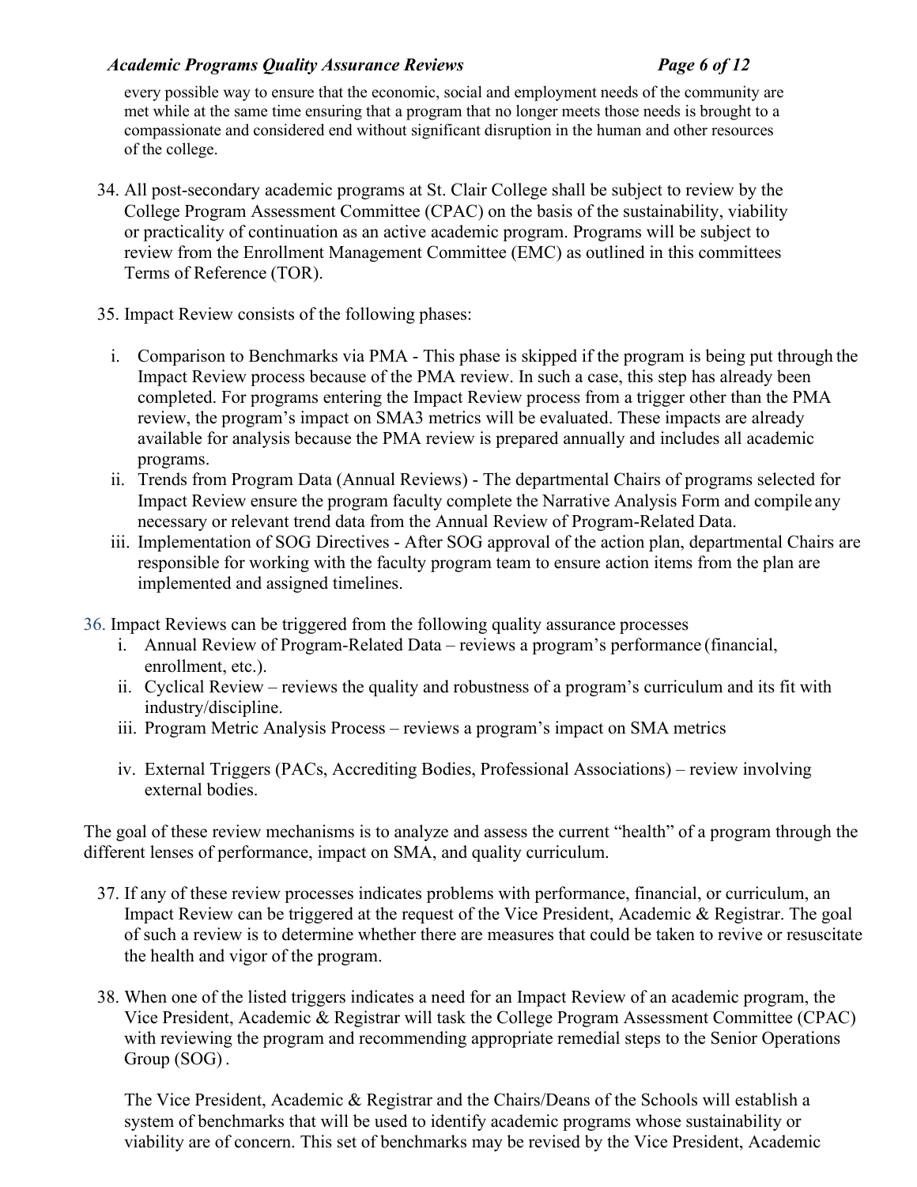every possible way to ensure that the economic, social and employment needs of the community are met while at the same time ensuring that a program that no longer meets those needs is brought to a compassionate and considered end without significant disruption in the human and other resources of the college.

34. All post-secondary academic programs at St. Clair College shall be subject to review by the College Program Assessment Committee (CPAC) on the basis of the sustainability, viability or practicality of continuation as an active academic program. Programs will be subject to review from the Enrollment Management Committee (EMC) as outlined in this committees Terms of Reference (TOR).

35. Impact Review consists of the following phases:

    i. Comparison to Benchmarks via PMA - This phase is skipped if the program is being put through the Impact Review process because of the PMA review. In such a case, this step has already been completed. For programs entering the Impact Review process from a trigger other than the PMA review, the program's impact on SMA3 metrics will be evaluated. These impacts are already available for analysis because the PMA review is prepared annually and includes all academic programs.
    ii. Trends from Program Data (Annual Reviews) - The departmental Chairs of programs selected for Impact Review ensure the program faculty complete the Narrative Analysis Form and compile any necessary or relevant trend data from the Annual Review of Program-Related Data.
    iii. Implementation of SOG Directives - After SOG approval of the action plan, departmental Chairs are responsible for working with the faculty program team to ensure action items from the plan are implemented and assigned timelines.

36. Impact Reviews can be triggered from the following quality assurance processes
    i. Annual Review of Program-Related Data – reviews a program's performance (financial, enrollment, etc.).
    ii. Cyclical Review – reviews the quality and robustness of a program's curriculum and its fit with industry/discipline.
    iii. Program Metric Analysis Process – reviews a program's impact on SMA metrics
    iv. External Triggers (PACs, Accrediting Bodies, Professional Associations) – review involving external bodies.

The goal of these review mechanisms is to analyze and assess the current "health" of a program through the different lenses of performance, impact on SMA, and quality curriculum.

37. If any of these review processes indicates problems with performance, financial, or curriculum, an Impact Review can be triggered at the request of the Vice President, Academic & Registrar. The goal of such a review is to determine whether there are measures that could be taken to revive or resuscitate the health and vigor of the program.

38. When one of the listed triggers indicates a need for an Impact Review of an academic program, the Vice President, Academic & Registrar will task the College Program Assessment Committee (CPAC) with reviewing the program and recommending appropriate remedial steps to the Senior Operations Group (SOG).

    The Vice President, Academic & Registrar and the Chairs/Deans of the Schools will establish a system of benchmarks that will be used to identify academic programs whose sustainability or viability are of concern. This set of benchmarks may be revised by the Vice President, Academic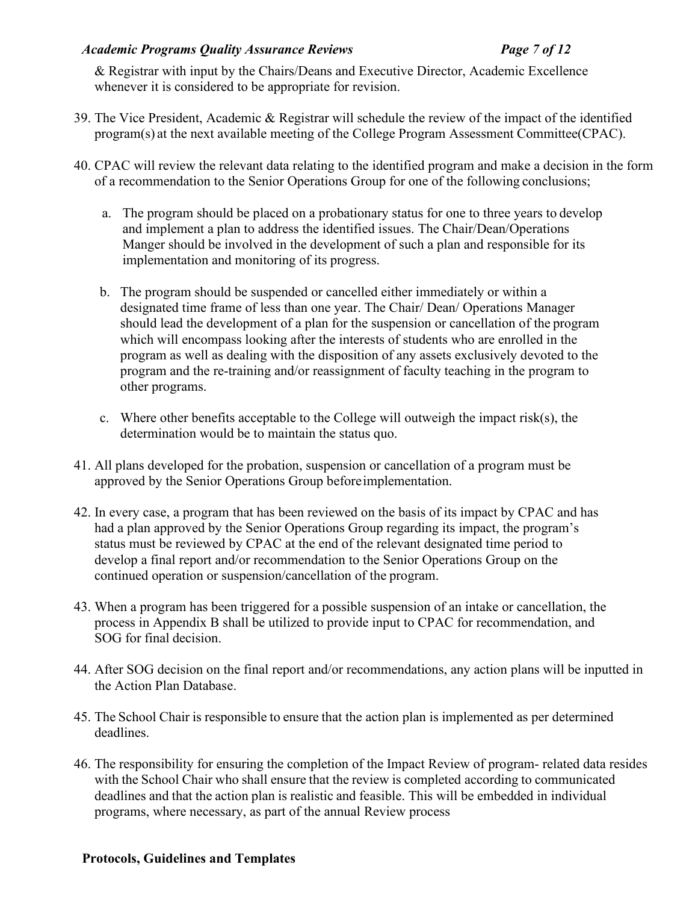& Registrar with input by the Chairs/Deans and Executive Director, Academic Excellence whenever it is considered to be appropriate for revision.

39. The Vice President, Academic & Registrar will schedule the review of the impact of the identified program(s) at the next available meeting of the College Program Assessment Committee(CPAC).

40. CPAC will review the relevant data relating to the identified program and make a decision in the form of a recommendation to the Senior Operations Group for one of the following conclusions;

    a. The program should be placed on a probationary status for one to three years to develop and implement a plan to address the identified issues. The Chair/Dean/Operations Manger should be involved in the development of such a plan and responsible for its implementation and monitoring of its progress.

    b. The program should be suspended or cancelled either immediately or within a designated time frame of less than one year. The Chair/ Dean/ Operations Manager should lead the development of a plan for the suspension or cancellation of the program which will encompass looking after the interests of students who are enrolled in the program as well as dealing with the disposition of any assets exclusively devoted to the program and the re-training and/or reassignment of faculty teaching in the program to other programs.

    c. Where other benefits acceptable to the College will outweigh the impact risk(s), the determination would be to maintain the status quo.

41. All plans developed for the probation, suspension or cancellation of a program must be approved by the Senior Operations Group before implementation.

42. In every case, a program that has been reviewed on the basis of its impact by CPAC and has had a plan approved by the Senior Operations Group regarding its impact, the program's status must be reviewed by CPAC at the end of the relevant designated time period to develop a final report and/or recommendation to the Senior Operations Group on the continued operation or suspension/cancellation of the program.

43. When a program has been triggered for a possible suspension of an intake or cancellation, the process in Appendix B shall be utilized to provide input to CPAC for recommendation, and SOG for final decision.

44. After SOG decision on the final report and/or recommendations, any action plans will be inputted in the Action Plan Database.

45. The School Chair is responsible to ensure that the action plan is implemented as per determined deadlines.

46. The responsibility for ensuring the completion of the Impact Review of program- related data resides with the School Chair who shall ensure that the review is completed according to communicated deadlines and that the action plan is realistic and feasible. This will be embedded in individual programs, where necessary, as part of the annual Review process

**Protocols, Guidelines and Templates**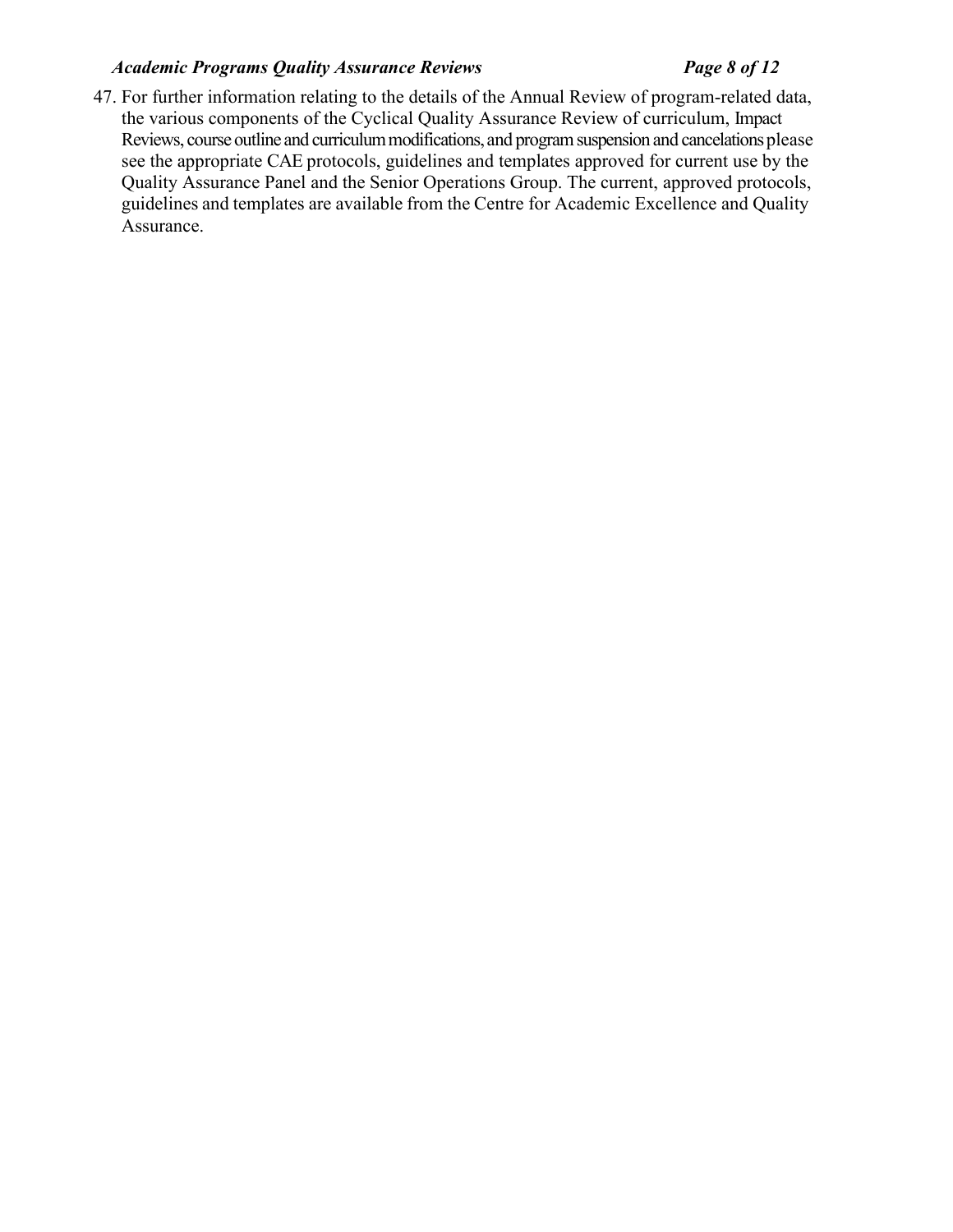47. For further information relating to the details of the Annual Review of program-related data, the various components of the Cyclical Quality Assurance Review of curriculum, Impact Reviews, course outline and curriculum modifications, and program suspension and cancelations please see the appropriate CAE protocols, guidelines and templates approved for current use by the Quality Assurance Panel and the Senior Operations Group. The current, approved protocols, guidelines and templates are available from the Centre for Academic Excellence and Quality Assurance.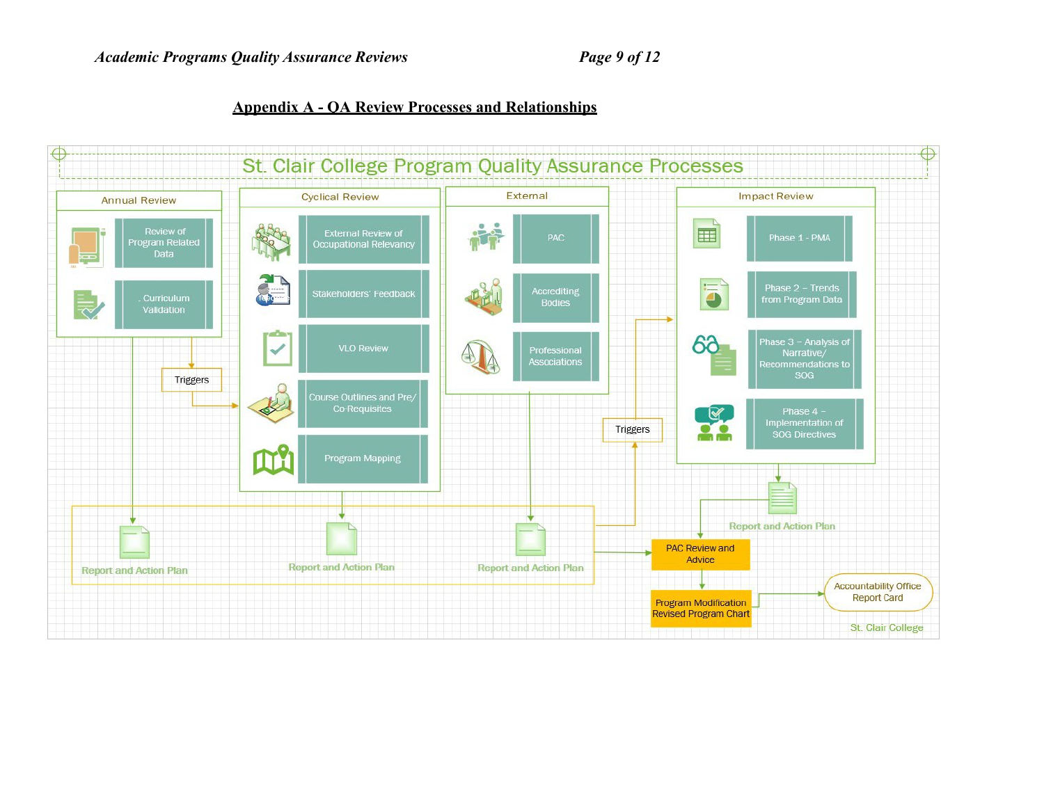## Appendix A - QA Review Processes and Relationships

# St. Clair College Program Quality Assurance Processes

**Annual Review**
- Review of Program Related Data
- . Curriculum Validation

**Cyclical Review**
- External Review of Occupational Relevancy
- Stakeholders' Feedback
- VLO Review
- Course Outlines and Pre/ Co-Requisites
- Program Mapping

**External**
- PAC
- Accrediting Bodies
- Professional Associations

**Impact Review**
- Phase 1 - PMA
- Phase 2 – Trends from Program Data
- Phase 3 – Analysis of Narrative/ Recommendations to SOG
- Phase 4 – Implementation of SOG Directives

Triggers

Triggers

Report and Action Plan

Report and Action Plan

Report and Action Plan

Report and Action Plan

PAC Review and Advice

Program Modification Revised Program Chart

Accountability Office Report Card

St. Clair College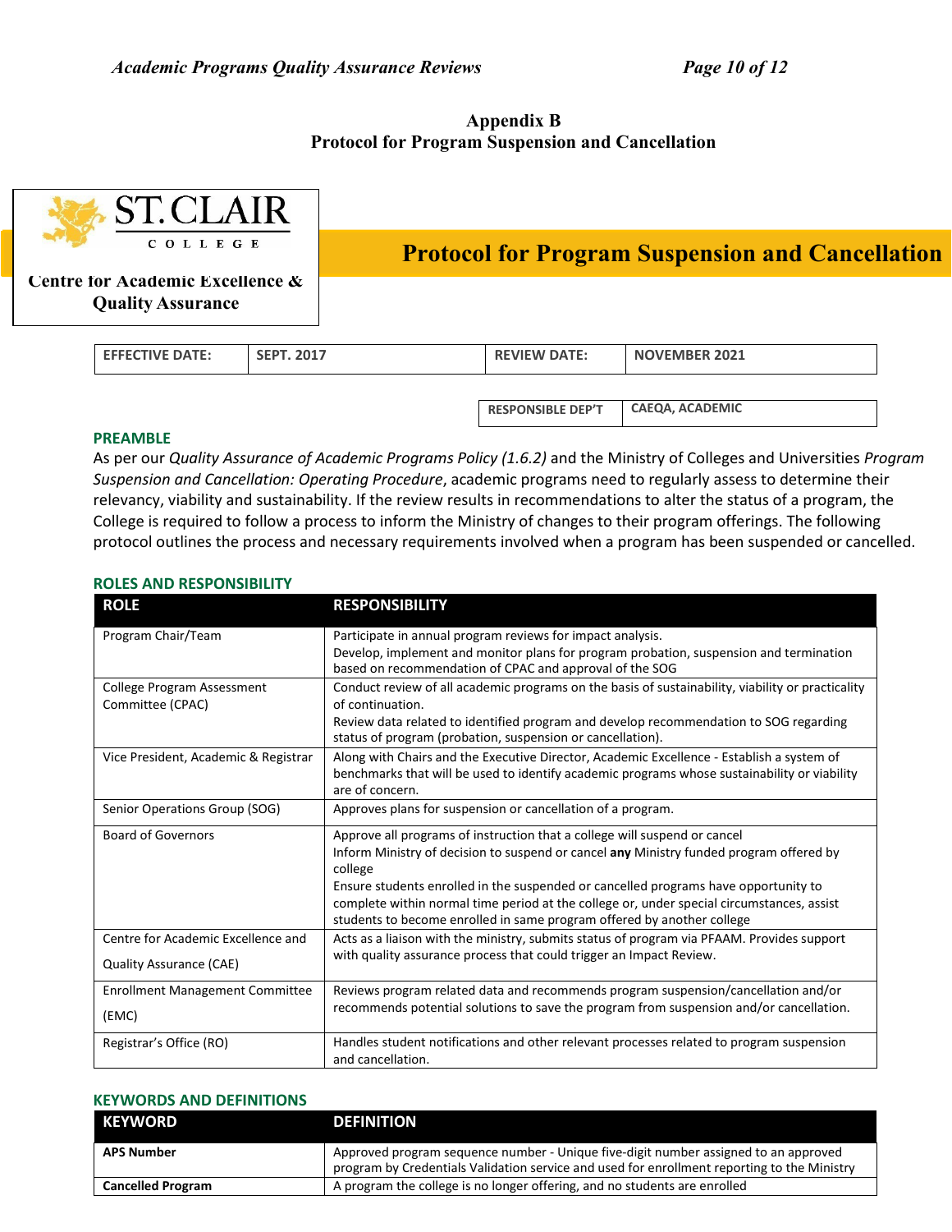## Appendix B
## Protocol for Program Suspension and Cancellation

**ST. CLAIR COLLEGE**

**Centre for Academic Excellence & Quality Assurance**

# Protocol for Program Suspension and Cancellation

| EFFECTIVE DATE: | SEPT. 2017 | REVIEW DATE: | NOVEMBER 2021 |
|---|---|---|---|

| RESPONSIBLE DEP'T | CAEQA, ACADEMIC |
|---|---|

### PREAMBLE

As per our *Quality Assurance of Academic Programs Policy (1.6.2)* and the Ministry of Colleges and Universities *Program Suspension and Cancellation: Operating Procedure*, academic programs need to regularly assess to determine their relevancy, viability and sustainability. If the review results in recommendations to alter the status of a program, the College is required to follow a process to inform the Ministry of changes to their program offerings. The following protocol outlines the process and necessary requirements involved when a program has been suspended or cancelled.

### ROLES AND RESPONSIBILITY

| ROLE | RESPONSIBILITY |
|---|---|
| Program Chair/Team | Participate in annual program reviews for impact analysis.<br>Develop, implement and monitor plans for program probation, suspension and termination based on recommendation of CPAC and approval of the SOG |
| College Program Assessment Committee (CPAC) | Conduct review of all academic programs on the basis of sustainability, viability or practicality of continuation.<br>Review data related to identified program and develop recommendation to SOG regarding status of program (probation, suspension or cancellation). |
| Vice President, Academic & Registrar | Along with Chairs and the Executive Director, Academic Excellence - Establish a system of benchmarks that will be used to identify academic programs whose sustainability or viability are of concern. |
| Senior Operations Group (SOG) | Approves plans for suspension or cancellation of a program. |
| Board of Governors | Approve all programs of instruction that a college will suspend or cancel<br>Inform Ministry of decision to suspend or cancel **any** Ministry funded program offered by college<br>Ensure students enrolled in the suspended or cancelled programs have opportunity to complete within normal time period at the college or, under special circumstances, assist students to become enrolled in same program offered by another college |
| Centre for Academic Excellence and Quality Assurance (CAE) | Acts as a liaison with the ministry, submits status of program via PFAAM. Provides support with quality assurance process that could trigger an Impact Review. |
| Enrollment Management Committee (EMC) | Reviews program related data and recommends program suspension/cancellation and/or recommends potential solutions to save the program from suspension and/or cancellation. |
| Registrar's Office (RO) | Handles student notifications and other relevant processes related to program suspension and cancellation. |

### KEYWORDS AND DEFINITIONS

| KEYWORD | DEFINITION |
|---|---|
| **APS Number** | Approved program sequence number - Unique five-digit number assigned to an approved program by Credentials Validation service and used for enrollment reporting to the Ministry |
| **Cancelled Program** | A program the college is no longer offering, and no students are enrolled |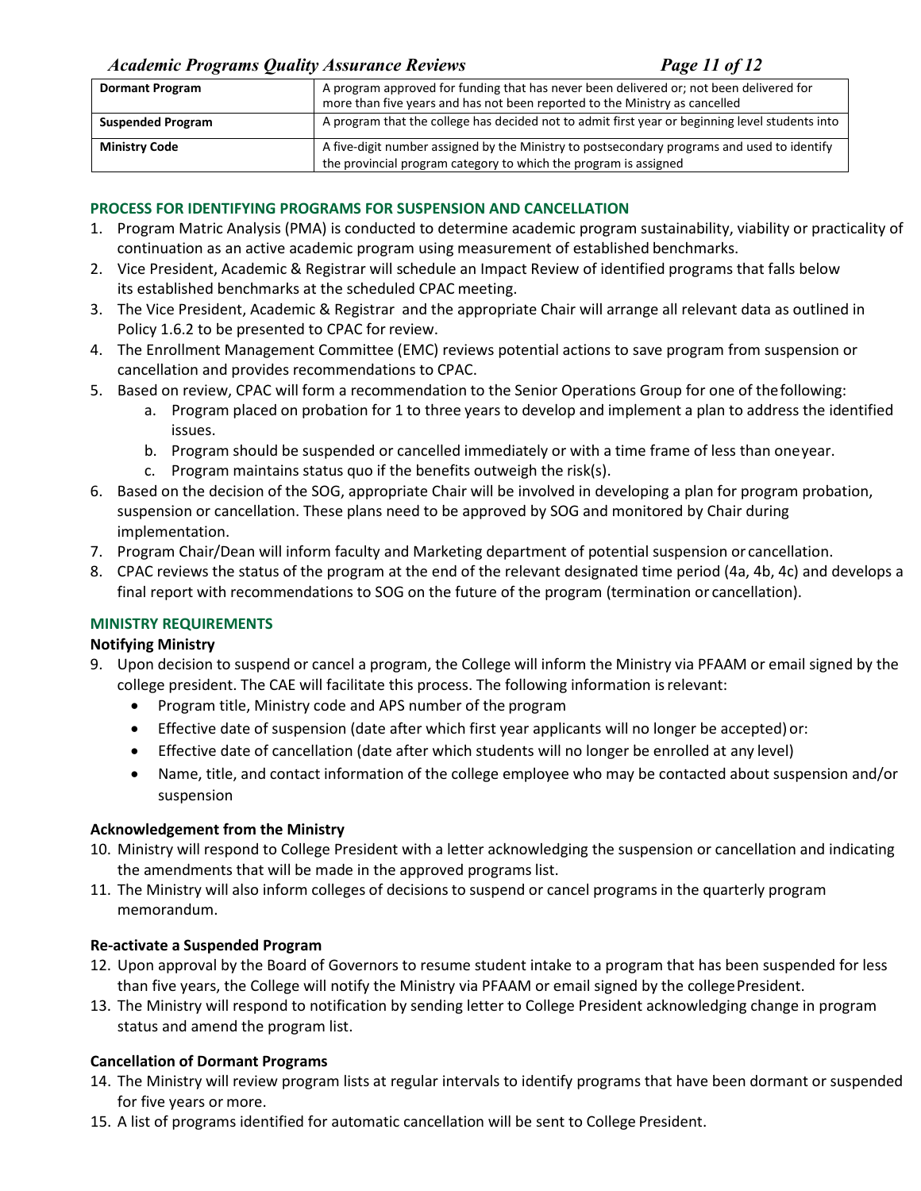| | |
|---|---|
| **Dormant Program** | A program approved for funding that has never been delivered or; not been delivered for more than five years and has not been reported to the Ministry as cancelled |
| **Suspended Program** | A program that the college has decided not to admit first year or beginning level students into |
| **Ministry Code** | A five-digit number assigned by the Ministry to postsecondary programs and used to identify the provincial program category to which the program is assigned |

## PROCESS FOR IDENTIFYING PROGRAMS FOR SUSPENSION AND CANCELLATION

1. Program Matric Analysis (PMA) is conducted to determine academic program sustainability, viability or practicality of continuation as an active academic program using measurement of established benchmarks.
2. Vice President, Academic & Registrar will schedule an Impact Review of identified programs that falls below its established benchmarks at the scheduled CPAC meeting.
3. The Vice President, Academic & Registrar and the appropriate Chair will arrange all relevant data as outlined in Policy 1.6.2 to be presented to CPAC for review.
4. The Enrollment Management Committee (EMC) reviews potential actions to save program from suspension or cancellation and provides recommendations to CPAC.
5. Based on review, CPAC will form a recommendation to the Senior Operations Group for one of the following:
   a. Program placed on probation for 1 to three years to develop and implement a plan to address the identified issues.
   b. Program should be suspended or cancelled immediately or with a time frame of less than one year.
   c. Program maintains status quo if the benefits outweigh the risk(s).
6. Based on the decision of the SOG, appropriate Chair will be involved in developing a plan for program probation, suspension or cancellation. These plans need to be approved by SOG and monitored by Chair during implementation.
7. Program Chair/Dean will inform faculty and Marketing department of potential suspension or cancellation.
8. CPAC reviews the status of the program at the end of the relevant designated time period (4a, 4b, 4c) and develops a final report with recommendations to SOG on the future of the program (termination or cancellation).

## MINISTRY REQUIREMENTS

### Notifying Ministry

9. Upon decision to suspend or cancel a program, the College will inform the Ministry via PFAAM or email signed by the college president. The CAE will facilitate this process. The following information is relevant:
   - Program title, Ministry code and APS number of the program
   - Effective date of suspension (date after which first year applicants will no longer be accepted) or:
   - Effective date of cancellation (date after which students will no longer be enrolled at any level)
   - Name, title, and contact information of the college employee who may be contacted about suspension and/or suspension

### Acknowledgement from the Ministry

10. Ministry will respond to College President with a letter acknowledging the suspension or cancellation and indicating the amendments that will be made in the approved programs list.
11. The Ministry will also inform colleges of decisions to suspend or cancel programs in the quarterly program memorandum.

### Re-activate a Suspended Program

12. Upon approval by the Board of Governors to resume student intake to a program that has been suspended for less than five years, the College will notify the Ministry via PFAAM or email signed by the college President.
13. The Ministry will respond to notification by sending letter to College President acknowledging change in program status and amend the program list.

### Cancellation of Dormant Programs

14. The Ministry will review program lists at regular intervals to identify programs that have been dormant or suspended for five years or more.
15. A list of programs identified for automatic cancellation will be sent to College President.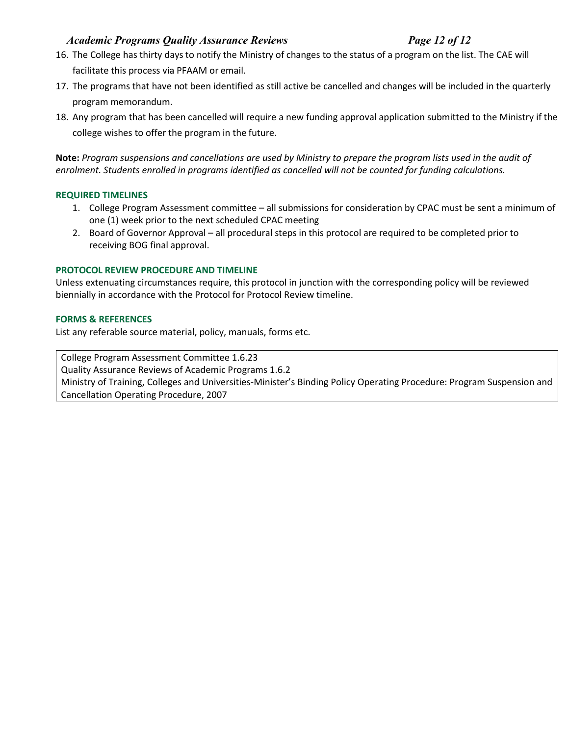16. The College has thirty days to notify the Ministry of changes to the status of a program on the list. The CAE will facilitate this process via PFAAM or email.
17. The programs that have not been identified as still active be cancelled and changes will be included in the quarterly program memorandum.
18. Any program that has been cancelled will require a new funding approval application submitted to the Ministry if the college wishes to offer the program in the future.

**Note:** *Program suspensions and cancellations are used by Ministry to prepare the program lists used in the audit of enrolment. Students enrolled in programs identified as cancelled will not be counted for funding calculations.*

### REQUIRED TIMELINES

1. College Program Assessment committee – all submissions for consideration by CPAC must be sent a minimum of one (1) week prior to the next scheduled CPAC meeting
2. Board of Governor Approval – all procedural steps in this protocol are required to be completed prior to receiving BOG final approval.

### PROTOCOL REVIEW PROCEDURE AND TIMELINE

Unless extenuating circumstances require, this protocol in junction with the corresponding policy will be reviewed biennially in accordance with the Protocol for Protocol Review timeline.

### FORMS & REFERENCES

List any referable source material, policy, manuals, forms etc.

College Program Assessment Committee 1.6.23
Quality Assurance Reviews of Academic Programs 1.6.2
Ministry of Training, Colleges and Universities-Minister's Binding Policy Operating Procedure: Program Suspension and Cancellation Operating Procedure, 2007